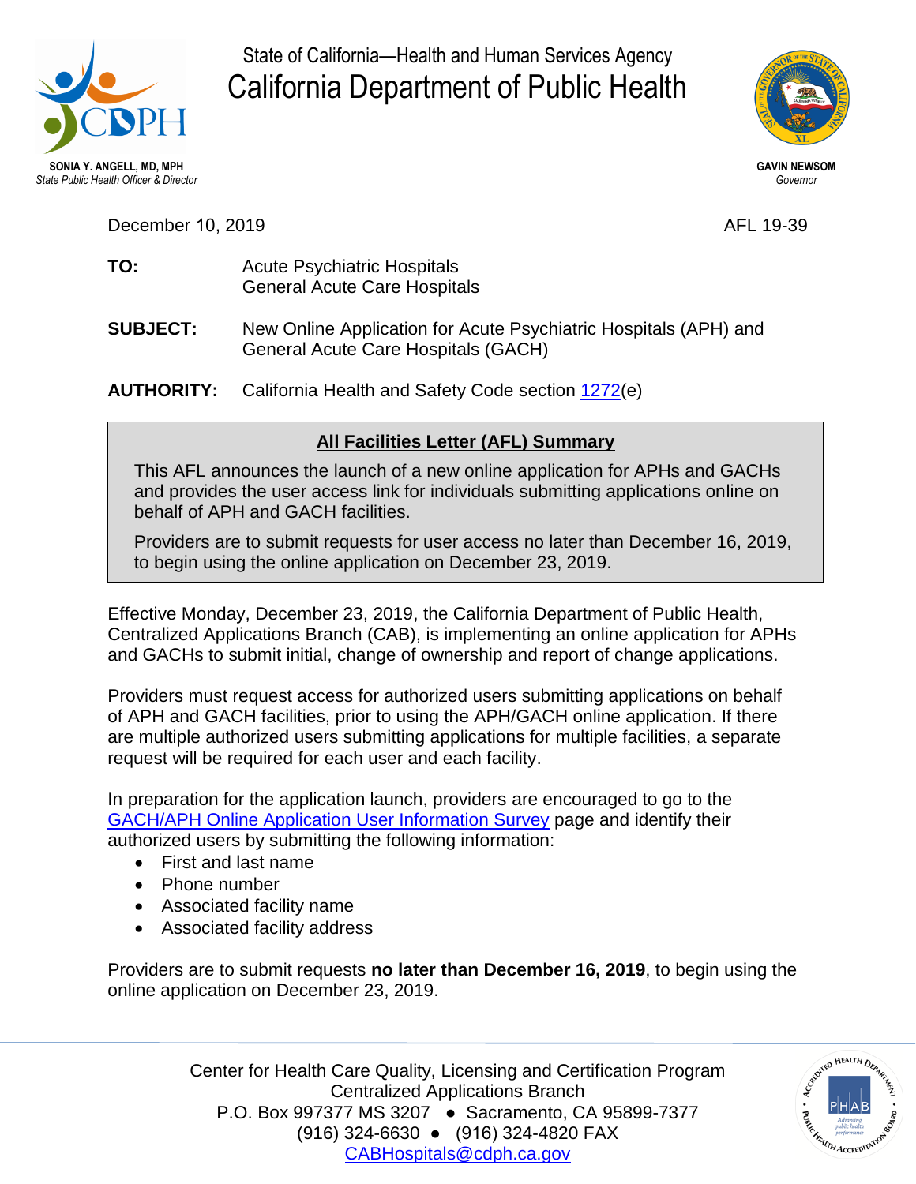State of California—Health and Human Services Agency

# California Department of Public Health

**SONIA Y. ANGELL, MD, MPH**
*State Public Health Officer & Director*

**GAVIN NEWSOM**
*Governor*

December 10, 2019 AFL 19-39

**TO:** Acute Psychiatric Hospitals
General Acute Care Hospitals

**SUBJECT:** New Online Application for Acute Psychiatric Hospitals (APH) and General Acute Care Hospitals (GACH)

**AUTHORITY:** California Health and Safety Code section 1272(e)

**All Facilities Letter (AFL) Summary**

This AFL announces the launch of a new online application for APHs and GACHs and provides the user access link for individuals submitting applications online on behalf of APH and GACH facilities.

Providers are to submit requests for user access no later than December 16, 2019, to begin using the online application on December 23, 2019.

Effective Monday, December 23, 2019, the California Department of Public Health, Centralized Applications Branch (CAB), is implementing an online application for APHs and GACHs to submit initial, change of ownership and report of change applications.

Providers must request access for authorized users submitting applications on behalf of APH and GACH facilities, prior to using the APH/GACH online application. If there are multiple authorized users submitting applications for multiple facilities, a separate request will be required for each user and each facility.

In preparation for the application launch, providers are encouraged to go to the GACH/APH Online Application User Information Survey page and identify their authorized users by submitting the following information:

- First and last name
- Phone number
- Associated facility name
- Associated facility address

Providers are to submit requests **no later than December 16, 2019**, to begin using the online application on December 23, 2019.

Center for Health Care Quality, Licensing and Certification Program
Centralized Applications Branch
P.O. Box 997377 MS 3207 ● Sacramento, CA 95899-7377
(916) 324-6630 ● (916) 324-4820 FAX
CABHospitals@cdph.ca.gov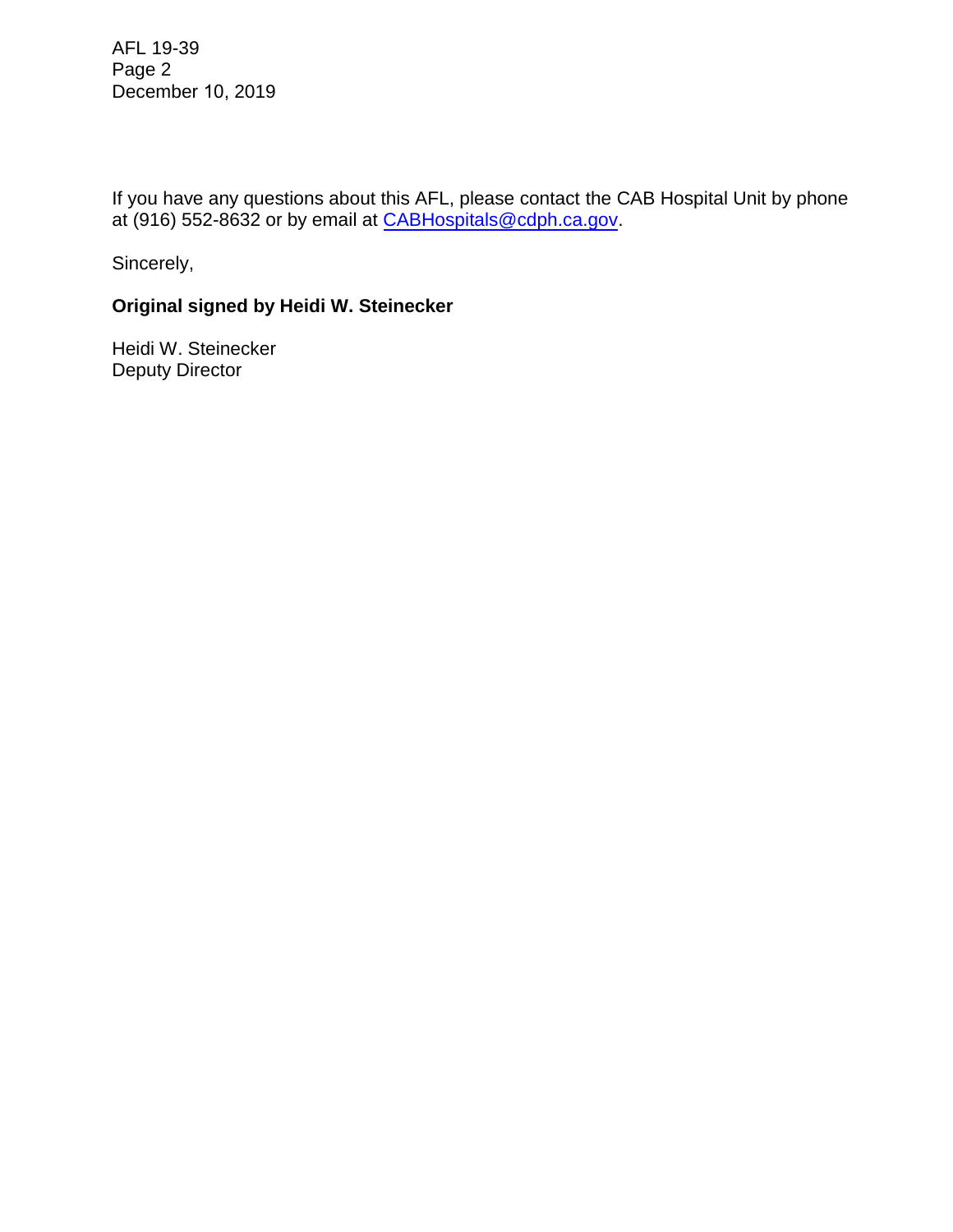If you have any questions about this AFL, please contact the CAB Hospital Unit by phone at (916) 552-8632 or by email at CABHospitals@cdph.ca.gov.

Sincerely,

**Original signed by Heidi W. Steinecker**

Heidi W. Steinecker
Deputy Director